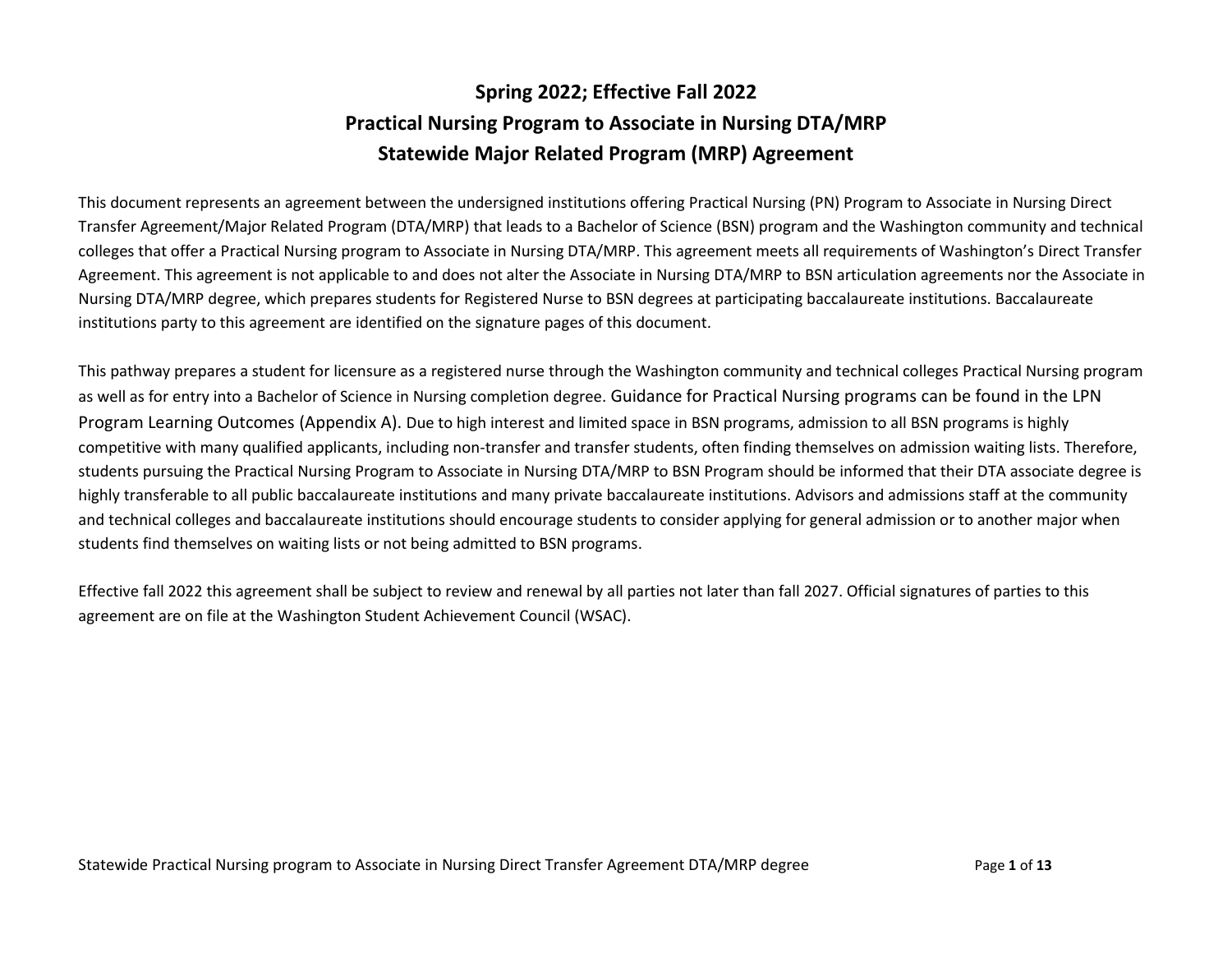# Spring 2022; Effective Fall 2022
# Practical Nursing Program to Associate in Nursing DTA/MRP
# Statewide Major Related Program (MRP) Agreement

This document represents an agreement between the undersigned institutions offering Practical Nursing (PN) Program to Associate in Nursing Direct Transfer Agreement/Major Related Program (DTA/MRP) that leads to a Bachelor of Science (BSN) program and the Washington community and technical colleges that offer a Practical Nursing program to Associate in Nursing DTA/MRP. This agreement meets all requirements of Washington's Direct Transfer Agreement. This agreement is not applicable to and does not alter the Associate in Nursing DTA/MRP to BSN articulation agreements nor the Associate in Nursing DTA/MRP degree, which prepares students for Registered Nurse to BSN degrees at participating baccalaureate institutions. Baccalaureate institutions party to this agreement are identified on the signature pages of this document.

This pathway prepares a student for licensure as a registered nurse through the Washington community and technical colleges Practical Nursing program as well as for entry into a Bachelor of Science in Nursing completion degree. Guidance for Practical Nursing programs can be found in the LPN Program Learning Outcomes (Appendix A). Due to high interest and limited space in BSN programs, admission to all BSN programs is highly competitive with many qualified applicants, including non-transfer and transfer students, often finding themselves on admission waiting lists. Therefore, students pursuing the Practical Nursing Program to Associate in Nursing DTA/MRP to BSN Program should be informed that their DTA associate degree is highly transferable to all public baccalaureate institutions and many private baccalaureate institutions. Advisors and admissions staff at the community and technical colleges and baccalaureate institutions should encourage students to consider applying for general admission or to another major when students find themselves on waiting lists or not being admitted to BSN programs.

Effective fall 2022 this agreement shall be subject to review and renewal by all parties not later than fall 2027. Official signatures of parties to this agreement are on file at the Washington Student Achievement Council (WSAC).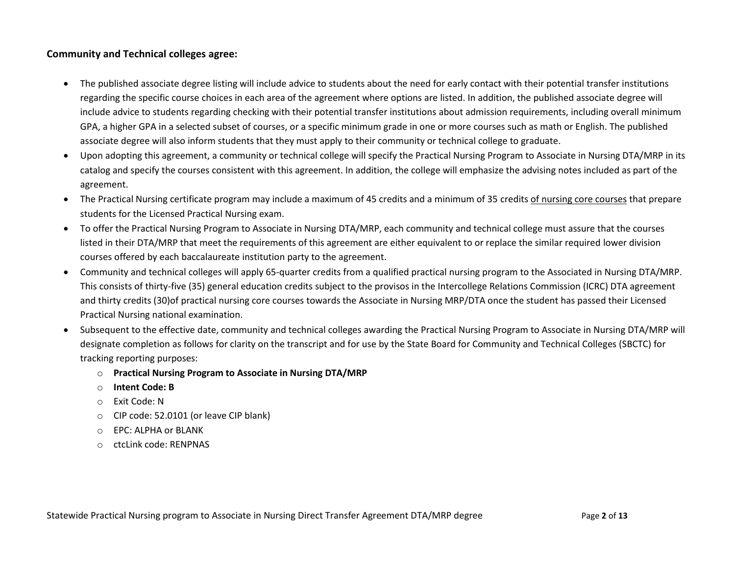**Community and Technical colleges agree:**

- The published associate degree listing will include advice to students about the need for early contact with their potential transfer institutions regarding the specific course choices in each area of the agreement where options are listed. In addition, the published associate degree will include advice to students regarding checking with their potential transfer institutions about admission requirements, including overall minimum GPA, a higher GPA in a selected subset of courses, or a specific minimum grade in one or more courses such as math or English. The published associate degree will also inform students that they must apply to their community or technical college to graduate.
- Upon adopting this agreement, a community or technical college will specify the Practical Nursing Program to Associate in Nursing DTA/MRP in its catalog and specify the courses consistent with this agreement. In addition, the college will emphasize the advising notes included as part of the agreement.
- The Practical Nursing certificate program may include a maximum of 45 credits and a minimum of 35 credits <u>of nursing core courses</u> that prepare students for the Licensed Practical Nursing exam.
- To offer the Practical Nursing Program to Associate in Nursing DTA/MRP, each community and technical college must assure that the courses listed in their DTA/MRP that meet the requirements of this agreement are either equivalent to or replace the similar required lower division courses offered by each baccalaureate institution party to the agreement.
- Community and technical colleges will apply 65-quarter credits from a qualified practical nursing program to the Associated in Nursing DTA/MRP. This consists of thirty-five (35) general education credits subject to the provisos in the Intercollege Relations Commission (ICRC) DTA agreement and thirty credits (30)of practical nursing core courses towards the Associate in Nursing MRP/DTA once the student has passed their Licensed Practical Nursing national examination.
- Subsequent to the effective date, community and technical colleges awarding the Practical Nursing Program to Associate in Nursing DTA/MRP will designate completion as follows for clarity on the transcript and for use by the State Board for Community and Technical Colleges (SBCTC) for tracking reporting purposes:
  - **Practical Nursing Program to Associate in Nursing DTA/MRP**
  - **Intent Code: B**
  - Exit Code: N
  - CIP code: 52.0101 (or leave CIP blank)
  - EPC: ALPHA or BLANK
  - ctcLink code: RENPNAS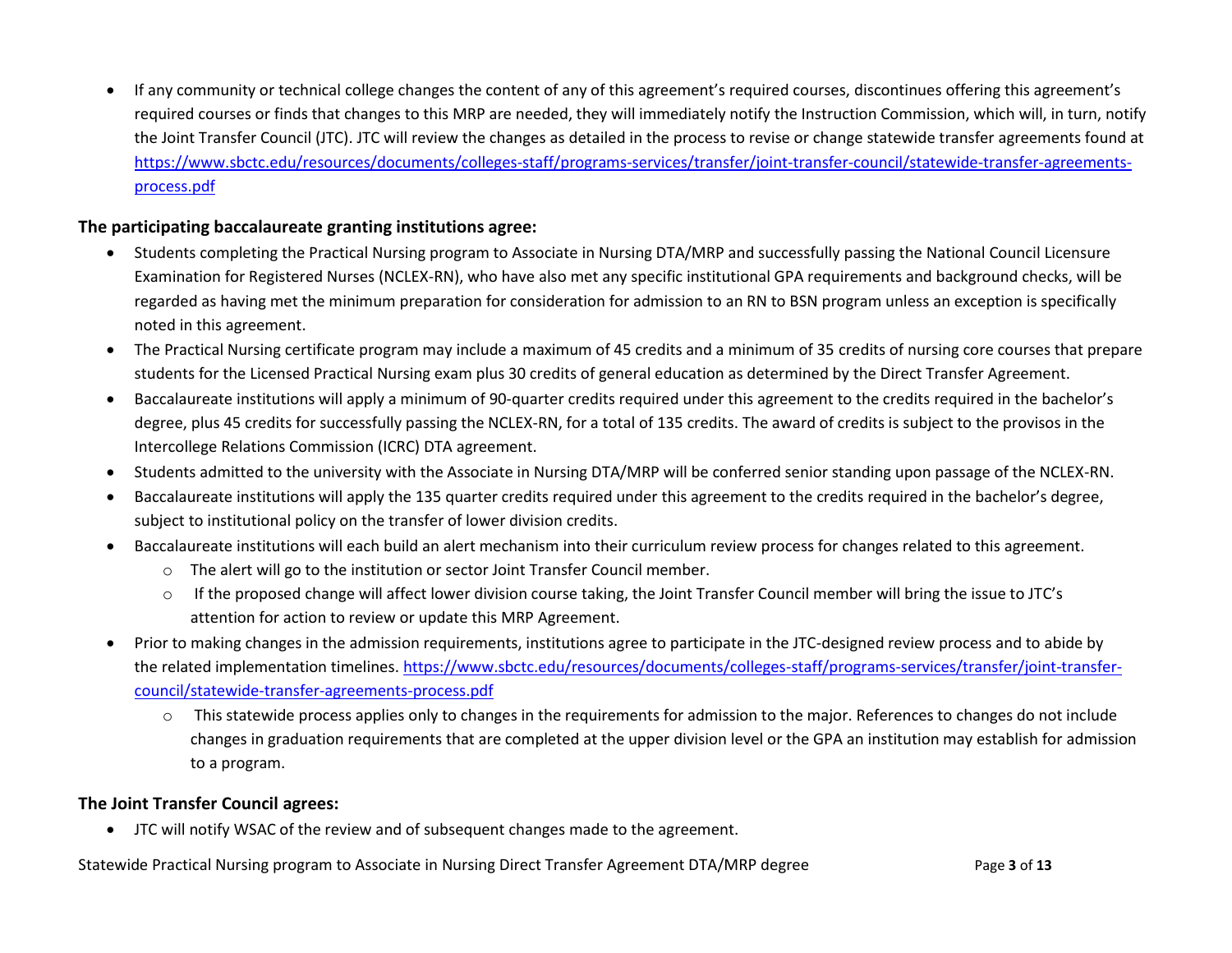- If any community or technical college changes the content of any of this agreement's required courses, discontinues offering this agreement's required courses or finds that changes to this MRP are needed, they will immediately notify the Instruction Commission, which will, in turn, notify the Joint Transfer Council (JTC). JTC will review the changes as detailed in the process to revise or change statewide transfer agreements found at [https://www.sbctc.edu/resources/documents/colleges-staff/programs-services/transfer/joint-transfer-council/statewide-transfer-agreements-process.pdf](https://www.sbctc.edu/resources/documents/colleges-staff/programs-services/transfer/joint-transfer-council/statewide-transfer-agreements-process.pdf)

**The participating baccalaureate granting institutions agree:**

- Students completing the Practical Nursing program to Associate in Nursing DTA/MRP and successfully passing the National Council Licensure Examination for Registered Nurses (NCLEX-RN), who have also met any specific institutional GPA requirements and background checks, will be regarded as having met the minimum preparation for consideration for admission to an RN to BSN program unless an exception is specifically noted in this agreement.
- The Practical Nursing certificate program may include a maximum of 45 credits and a minimum of 35 credits of nursing core courses that prepare students for the Licensed Practical Nursing exam plus 30 credits of general education as determined by the Direct Transfer Agreement.
- Baccalaureate institutions will apply a minimum of 90-quarter credits required under this agreement to the credits required in the bachelor's degree, plus 45 credits for successfully passing the NCLEX-RN, for a total of 135 credits. The award of credits is subject to the provisos in the Intercollege Relations Commission (ICRC) DTA agreement.
- Students admitted to the university with the Associate in Nursing DTA/MRP will be conferred senior standing upon passage of the NCLEX-RN.
- Baccalaureate institutions will apply the 135 quarter credits required under this agreement to the credits required in the bachelor's degree, subject to institutional policy on the transfer of lower division credits.
- Baccalaureate institutions will each build an alert mechanism into their curriculum review process for changes related to this agreement.
  - The alert will go to the institution or sector Joint Transfer Council member.
  - If the proposed change will affect lower division course taking, the Joint Transfer Council member will bring the issue to JTC's attention for action to review or update this MRP Agreement.
- Prior to making changes in the admission requirements, institutions agree to participate in the JTC-designed review process and to abide by the related implementation timelines. [https://www.sbctc.edu/resources/documents/colleges-staff/programs-services/transfer/joint-transfer-council/statewide-transfer-agreements-process.pdf](https://www.sbctc.edu/resources/documents/colleges-staff/programs-services/transfer/joint-transfer-council/statewide-transfer-agreements-process.pdf)
  - This statewide process applies only to changes in the requirements for admission to the major. References to changes do not include changes in graduation requirements that are completed at the upper division level or the GPA an institution may establish for admission to a program.

**The Joint Transfer Council agrees:**

- JTC will notify WSAC of the review and of subsequent changes made to the agreement.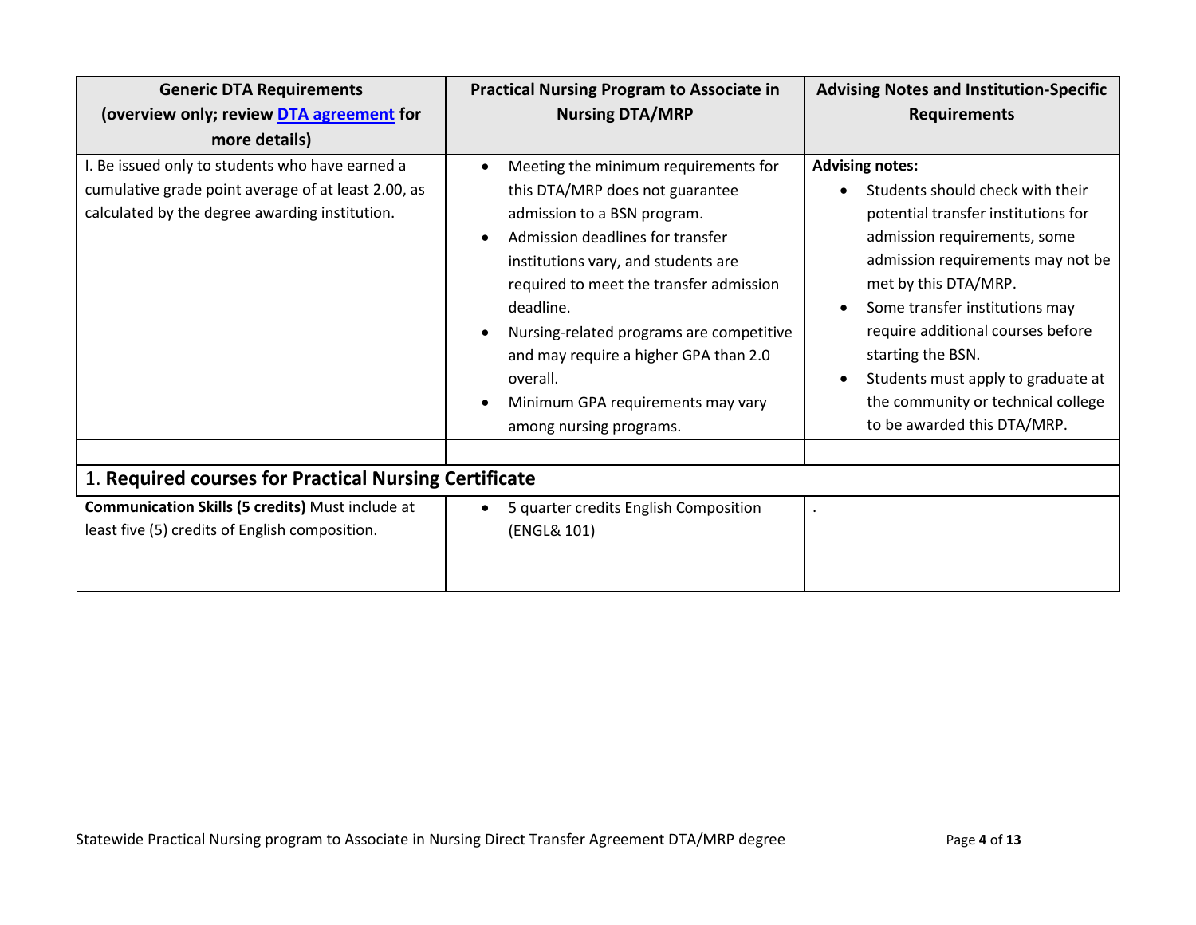| Generic DTA Requirements (overview only; review [DTA agreement]() for more details) | Practical Nursing Program to Associate in Nursing DTA/MRP | Advising Notes and Institution-Specific Requirements |
|---|---|---|
| I. Be issued only to students who have earned a cumulative grade point average of at least 2.00, as calculated by the degree awarding institution. | • Meeting the minimum requirements for this DTA/MRP does not guarantee admission to a BSN program.<br>• Admission deadlines for transfer institutions vary, and students are required to meet the transfer admission deadline.<br>• Nursing-related programs are competitive and may require a higher GPA than 2.0 overall.<br>• Minimum GPA requirements may vary among nursing programs. | **Advising notes:**<br>• Students should check with their potential transfer institutions for admission requirements, some admission requirements may not be met by this DTA/MRP.<br>• Some transfer institutions may require additional courses before starting the BSN.<br>• Students must apply to graduate at the community or technical college to be awarded this DTA/MRP. |
| | | |
| 1. **Required courses for Practical Nursing Certificate** | | |
| **Communication Skills (5 credits)** Must include at least five (5) credits of English composition. | • 5 quarter credits English Composition (ENGL& 101) | . |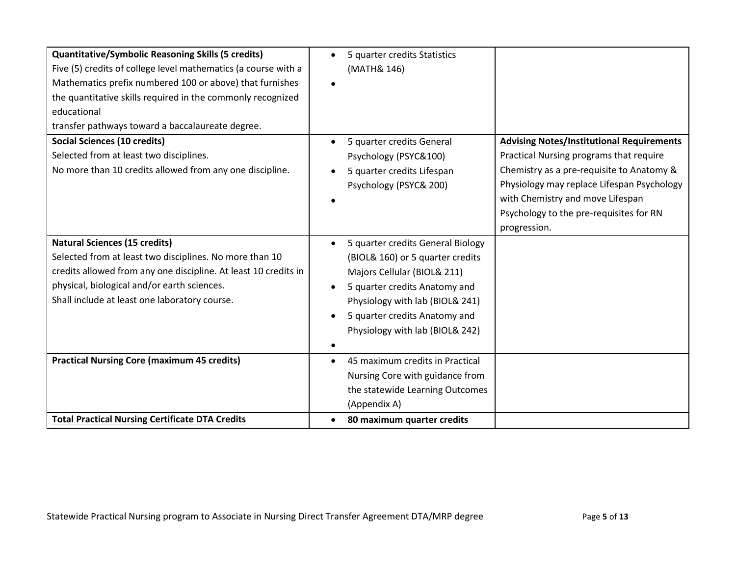| | | |
|---|---|---|
| **Quantitative/Symbolic Reasoning Skills (5 credits)**<br>Five (5) credits of college level mathematics (a course with a Mathematics prefix numbered 100 or above) that furnishes the quantitative skills required in the commonly recognized educational<br>transfer pathways toward a baccalaureate degree. | • 5 quarter credits Statistics (MATH& 146)<br>• | |
| **Social Sciences (10 credits)**<br>Selected from at least two disciplines.<br>No more than 10 credits allowed from any one discipline. | • 5 quarter credits General Psychology (PSYC&100)<br>• 5 quarter credits Lifespan Psychology (PSYC& 200)<br>• | **Advising Notes/Institutional Requirements**<br>Practical Nursing programs that require Chemistry as a pre-requisite to Anatomy & Physiology may replace Lifespan Psychology with Chemistry and move Lifespan Psychology to the pre-requisites for RN progression. |
| **Natural Sciences (15 credits)**<br>Selected from at least two disciplines. No more than 10 credits allowed from any one discipline. At least 10 credits in physical, biological and/or earth sciences.<br>Shall include at least one laboratory course. | • 5 quarter credits General Biology (BIOL& 160) or 5 quarter credits Majors Cellular (BIOL& 211)<br>• 5 quarter credits Anatomy and Physiology with lab (BIOL& 241)<br>• 5 quarter credits Anatomy and Physiology with lab (BIOL& 242)<br>• | |
| **Practical Nursing Core (maximum 45 credits)** | • 45 maximum credits in Practical Nursing Core with guidance from the statewide Learning Outcomes (Appendix A) | |
| **Total Practical Nursing Certificate DTA Credits** | • **80 maximum quarter credits** | |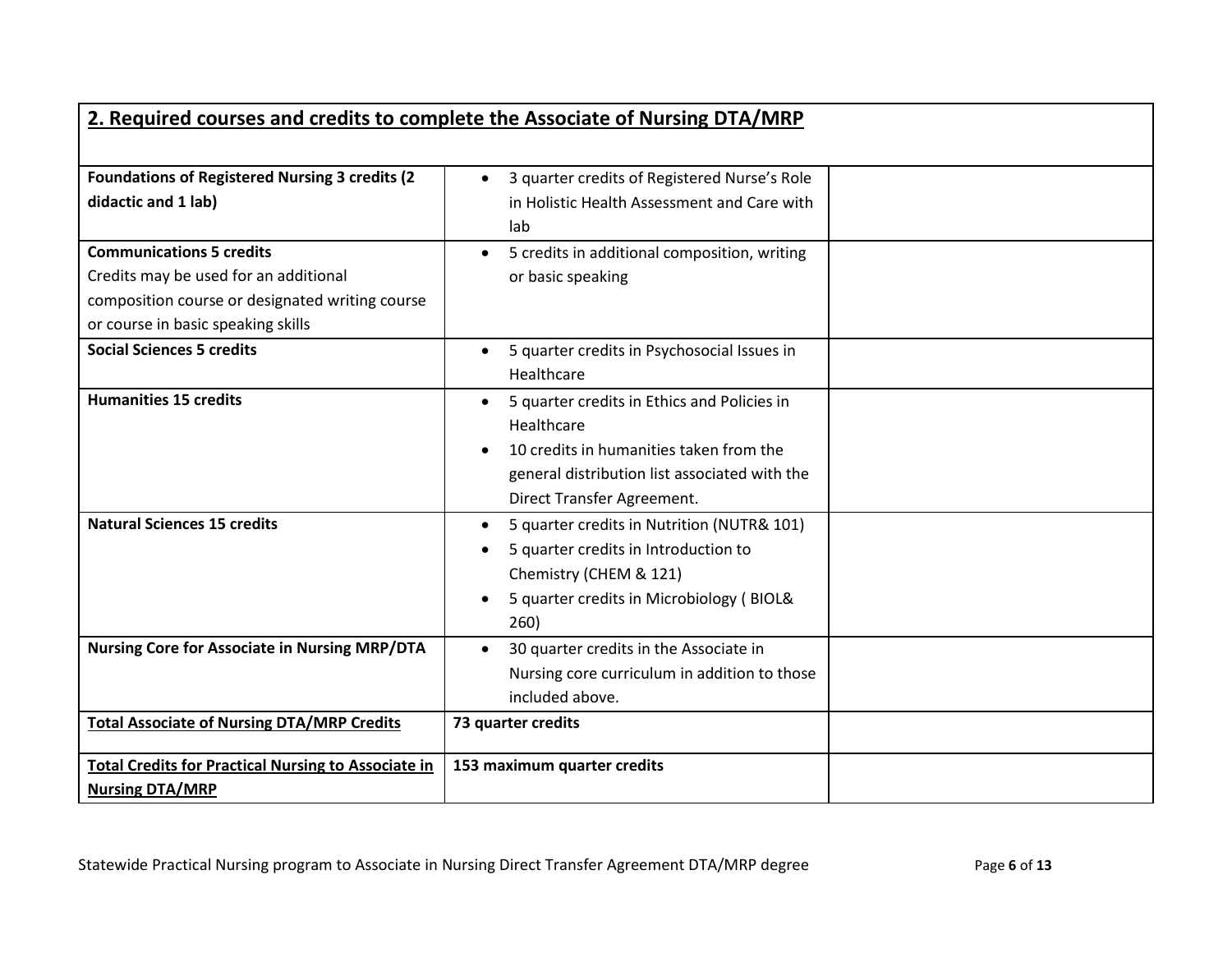## 2. Required courses and credits to complete the Associate of Nursing DTA/MRP

| | | |
|---|---|---|
| **Foundations of Registered Nursing 3 credits (2 didactic and 1 lab)** | • 3 quarter credits of Registered Nurse's Role in Holistic Health Assessment and Care with lab | |
| **Communications 5 credits**<br>Credits may be used for an additional composition course or designated writing course or course in basic speaking skills | • 5 credits in additional composition, writing or basic speaking | |
| **Social Sciences 5 credits** | • 5 quarter credits in Psychosocial Issues in Healthcare | |
| **Humanities 15 credits** | • 5 quarter credits in Ethics and Policies in Healthcare<br>• 10 credits in humanities taken from the general distribution list associated with the Direct Transfer Agreement. | |
| **Natural Sciences 15 credits** | • 5 quarter credits in Nutrition (NUTR& 101)<br>• 5 quarter credits in Introduction to Chemistry (CHEM & 121)<br>• 5 quarter credits in Microbiology ( BIOL& 260) | |
| **Nursing Core for Associate in Nursing MRP/DTA** | • 30 quarter credits in the Associate in Nursing core curriculum in addition to those included above. | |
| **Total Associate of Nursing DTA/MRP Credits** | **73 quarter credits** | |
| **Total Credits for Practical Nursing to Associate in Nursing DTA/MRP** | **153 maximum quarter credits** | |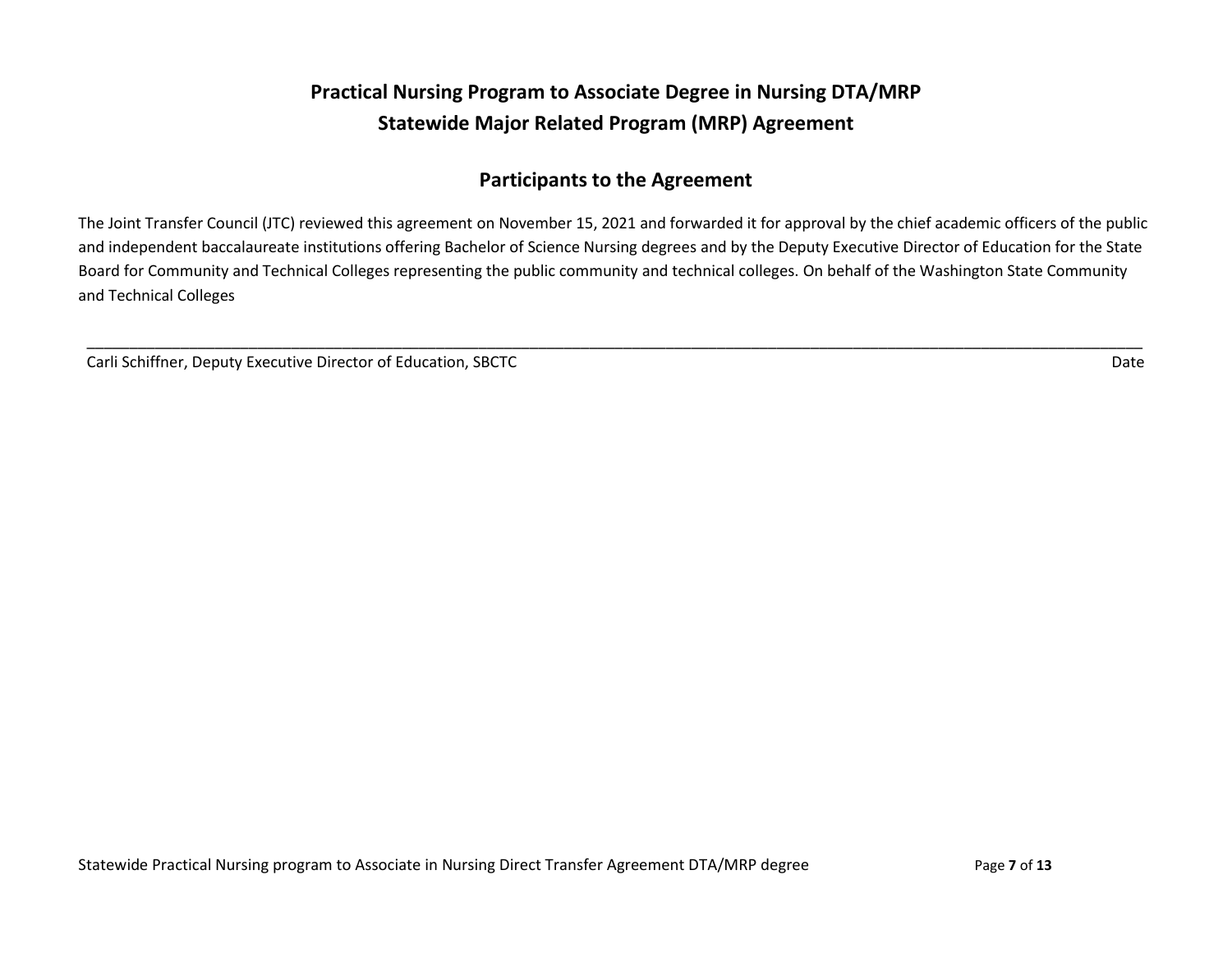# Practical Nursing Program to Associate Degree in Nursing DTA/MRP

# Statewide Major Related Program (MRP) Agreement

## Participants to the Agreement

The Joint Transfer Council (JTC) reviewed this agreement on November 15, 2021 and forwarded it for approval by the chief academic officers of the public and independent baccalaureate institutions offering Bachelor of Science Nursing degrees and by the Deputy Executive Director of Education for the State Board for Community and Technical Colleges representing the public community and technical colleges. On behalf of the Washington State Community and Technical Colleges

_______________________________________________________________________________________________

Carli Schiffner, Deputy Executive Director of Education, SBCTC                                        Date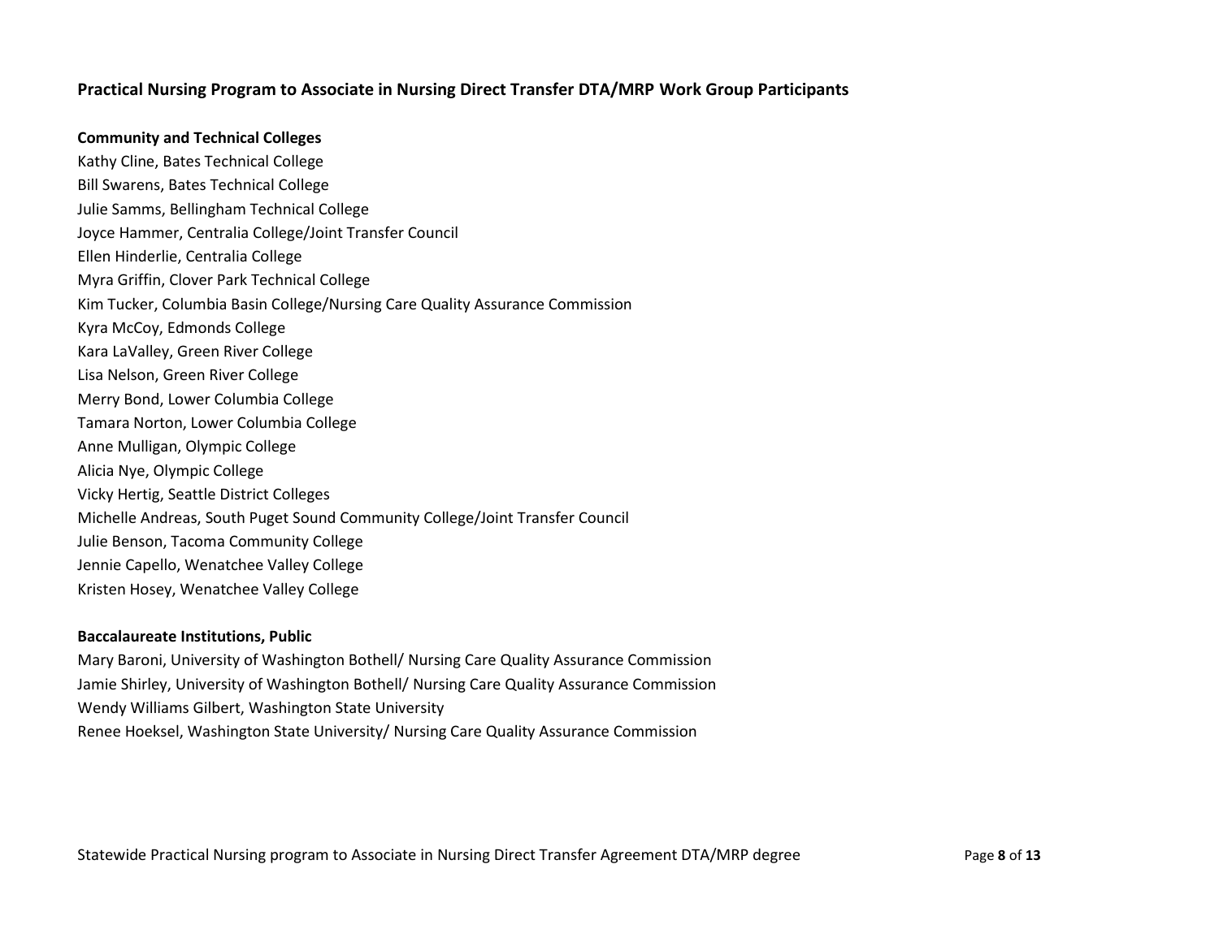## Practical Nursing Program to Associate in Nursing Direct Transfer DTA/MRP Work Group Participants

**Community and Technical Colleges**

Kathy Cline, Bates Technical College
Bill Swarens, Bates Technical College
Julie Samms, Bellingham Technical College
Joyce Hammer, Centralia College/Joint Transfer Council
Ellen Hinderlie, Centralia College
Myra Griffin, Clover Park Technical College
Kim Tucker, Columbia Basin College/Nursing Care Quality Assurance Commission
Kyra McCoy, Edmonds College
Kara LaValley, Green River College
Lisa Nelson, Green River College
Merry Bond, Lower Columbia College
Tamara Norton, Lower Columbia College
Anne Mulligan, Olympic College
Alicia Nye, Olympic College
Vicky Hertig, Seattle District Colleges
Michelle Andreas, South Puget Sound Community College/Joint Transfer Council
Julie Benson, Tacoma Community College
Jennie Capello, Wenatchee Valley College
Kristen Hosey, Wenatchee Valley College

**Baccalaureate Institutions, Public**

Mary Baroni, University of Washington Bothell/ Nursing Care Quality Assurance Commission
Jamie Shirley, University of Washington Bothell/ Nursing Care Quality Assurance Commission
Wendy Williams Gilbert, Washington State University
Renee Hoeksel, Washington State University/ Nursing Care Quality Assurance Commission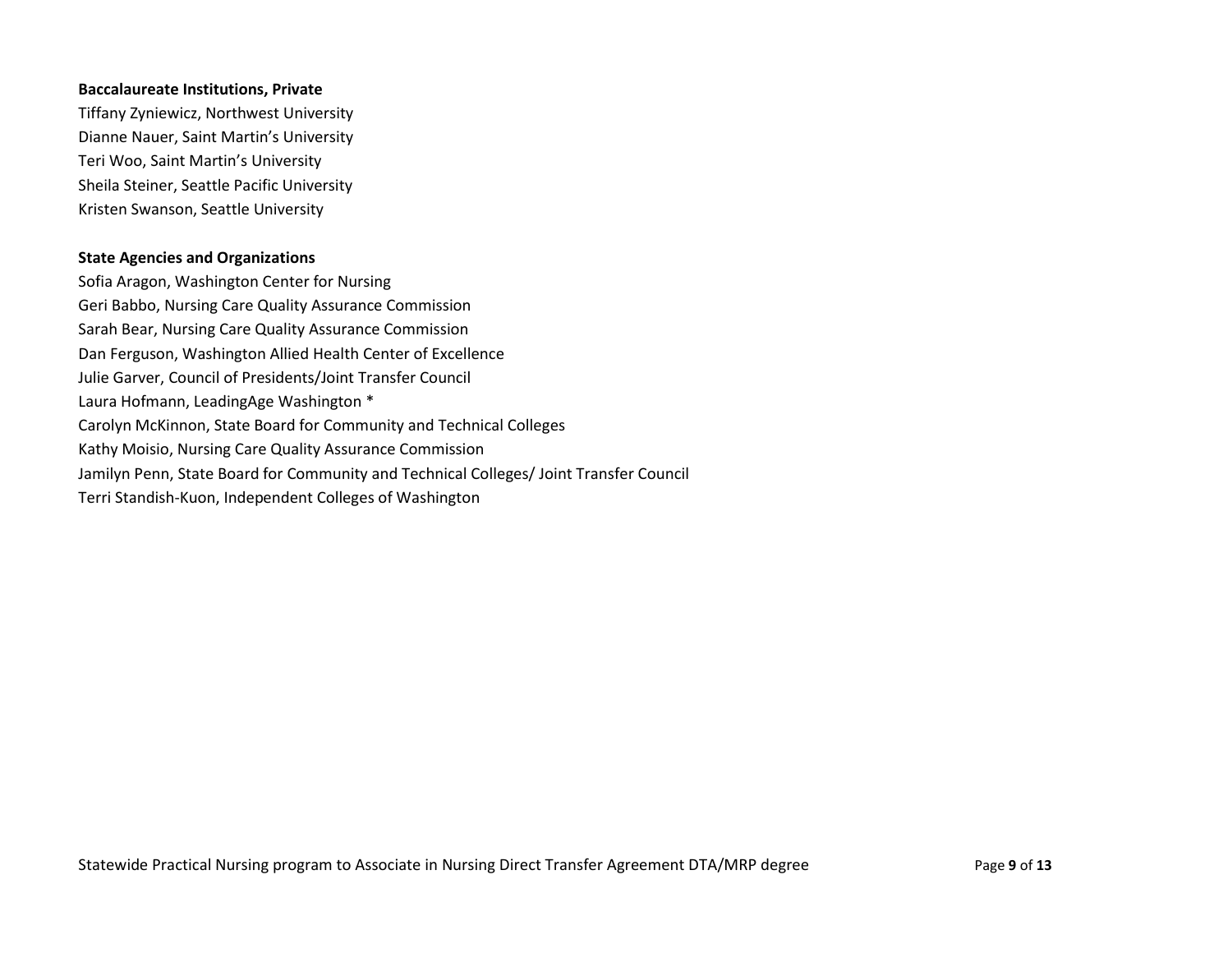**Baccalaureate Institutions, Private**

Tiffany Zyniewicz, Northwest University
Dianne Nauer, Saint Martin's University
Teri Woo, Saint Martin's University
Sheila Steiner, Seattle Pacific University
Kristen Swanson, Seattle University

**State Agencies and Organizations**

Sofia Aragon, Washington Center for Nursing
Geri Babbo, Nursing Care Quality Assurance Commission
Sarah Bear, Nursing Care Quality Assurance Commission
Dan Ferguson, Washington Allied Health Center of Excellence
Julie Garver, Council of Presidents/Joint Transfer Council
Laura Hofmann, LeadingAge Washington *
Carolyn McKinnon, State Board for Community and Technical Colleges
Kathy Moisio, Nursing Care Quality Assurance Commission
Jamilyn Penn, State Board for Community and Technical Colleges/ Joint Transfer Council
Terri Standish-Kuon, Independent Colleges of Washington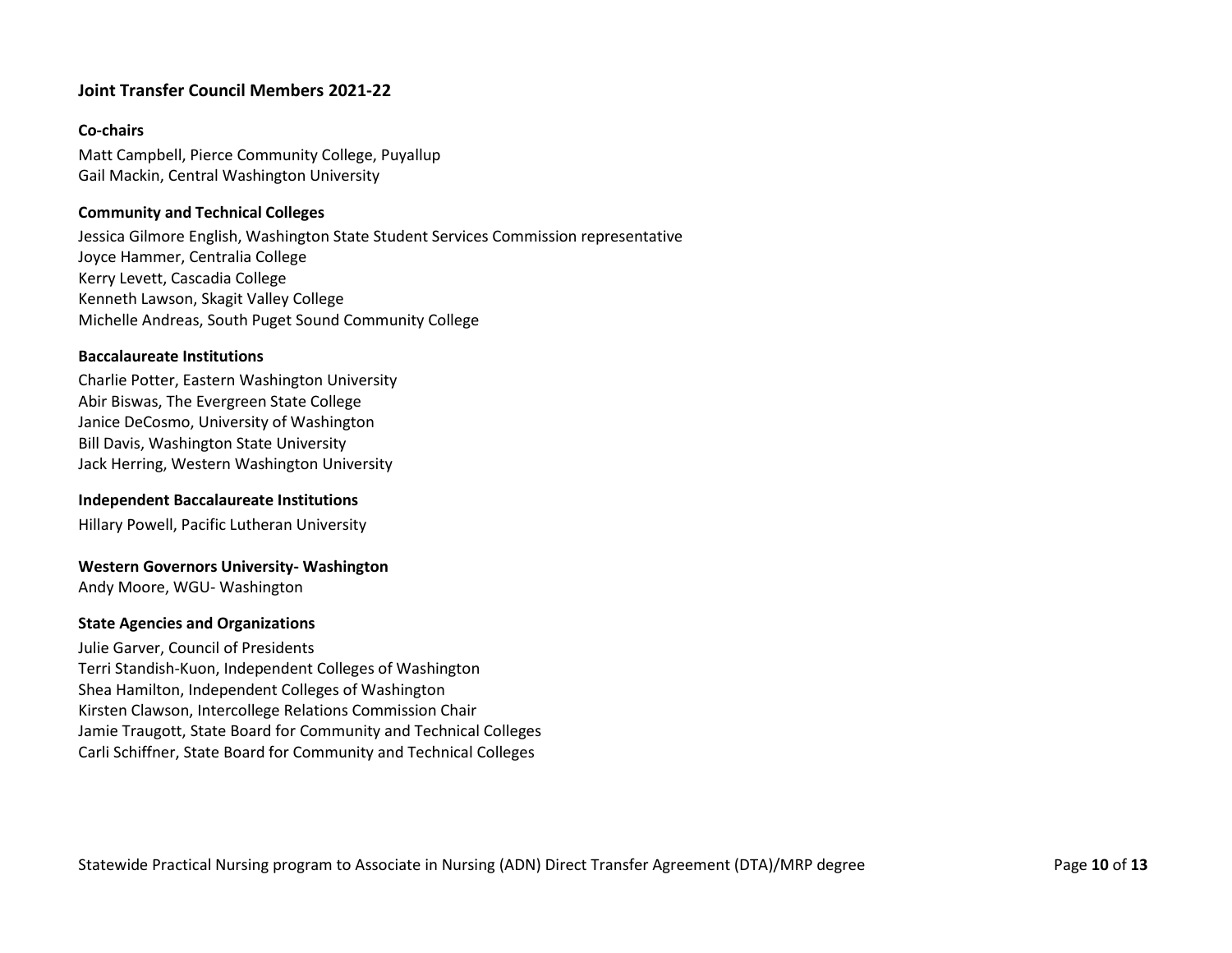## Joint Transfer Council Members 2021-22

### Co-chairs

Matt Campbell, Pierce Community College, Puyallup
Gail Mackin, Central Washington University

### Community and Technical Colleges

Jessica Gilmore English, Washington State Student Services Commission representative
Joyce Hammer, Centralia College
Kerry Levett, Cascadia College
Kenneth Lawson, Skagit Valley College
Michelle Andreas, South Puget Sound Community College

### Baccalaureate Institutions

Charlie Potter, Eastern Washington University
Abir Biswas, The Evergreen State College
Janice DeCosmo, University of Washington
Bill Davis, Washington State University
Jack Herring, Western Washington University

### Independent Baccalaureate Institutions

Hillary Powell, Pacific Lutheran University

### Western Governors University- Washington

Andy Moore, WGU- Washington

### State Agencies and Organizations

Julie Garver, Council of Presidents
Terri Standish-Kuon, Independent Colleges of Washington
Shea Hamilton, Independent Colleges of Washington
Kirsten Clawson, Intercollege Relations Commission Chair
Jamie Traugott, State Board for Community and Technical Colleges
Carli Schiffner, State Board for Community and Technical Colleges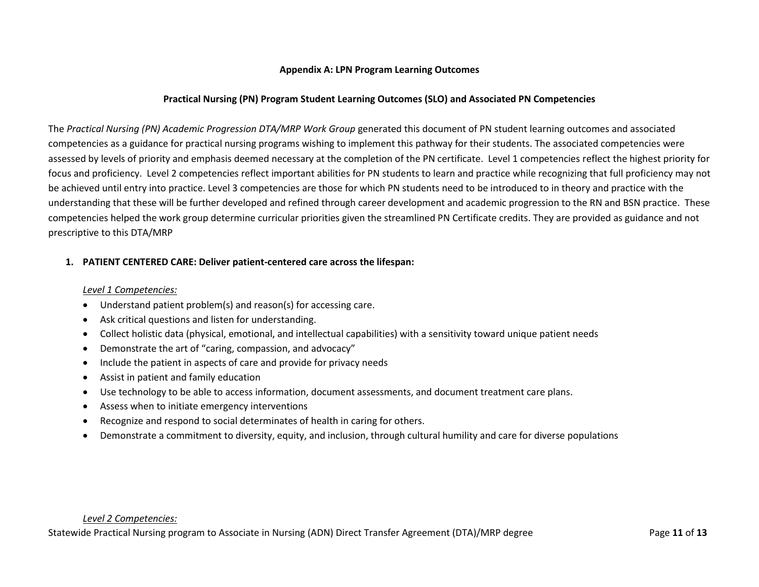## Appendix A: LPN Program Learning Outcomes

### Practical Nursing (PN) Program Student Learning Outcomes (SLO) and Associated PN Competencies

The *Practical Nursing (PN) Academic Progression DTA/MRP Work Group* generated this document of PN student learning outcomes and associated competencies as a guidance for practical nursing programs wishing to implement this pathway for their students. The associated competencies were assessed by levels of priority and emphasis deemed necessary at the completion of the PN certificate. Level 1 competencies reflect the highest priority for focus and proficiency. Level 2 competencies reflect important abilities for PN students to learn and practice while recognizing that full proficiency may not be achieved until entry into practice. Level 3 competencies are those for which PN students need to be introduced to in theory and practice with the understanding that these will be further developed and refined through career development and academic progression to the RN and BSN practice. These competencies helped the work group determine curricular priorities given the streamlined PN Certificate credits. They are provided as guidance and not prescriptive to this DTA/MRP

1. **PATIENT CENTERED CARE: Deliver patient-centered care across the lifespan:**

   *Level 1 Competencies:*

   - Understand patient problem(s) and reason(s) for accessing care.
   - Ask critical questions and listen for understanding.
   - Collect holistic data (physical, emotional, and intellectual capabilities) with a sensitivity toward unique patient needs
   - Demonstrate the art of "caring, compassion, and advocacy"
   - Include the patient in aspects of care and provide for privacy needs
   - Assist in patient and family education
   - Use technology to be able to access information, document assessments, and document treatment care plans.
   - Assess when to initiate emergency interventions
   - Recognize and respond to social determinates of health in caring for others.
   - Demonstrate a commitment to diversity, equity, and inclusion, through cultural humility and care for diverse populations

   *Level 2 Competencies:*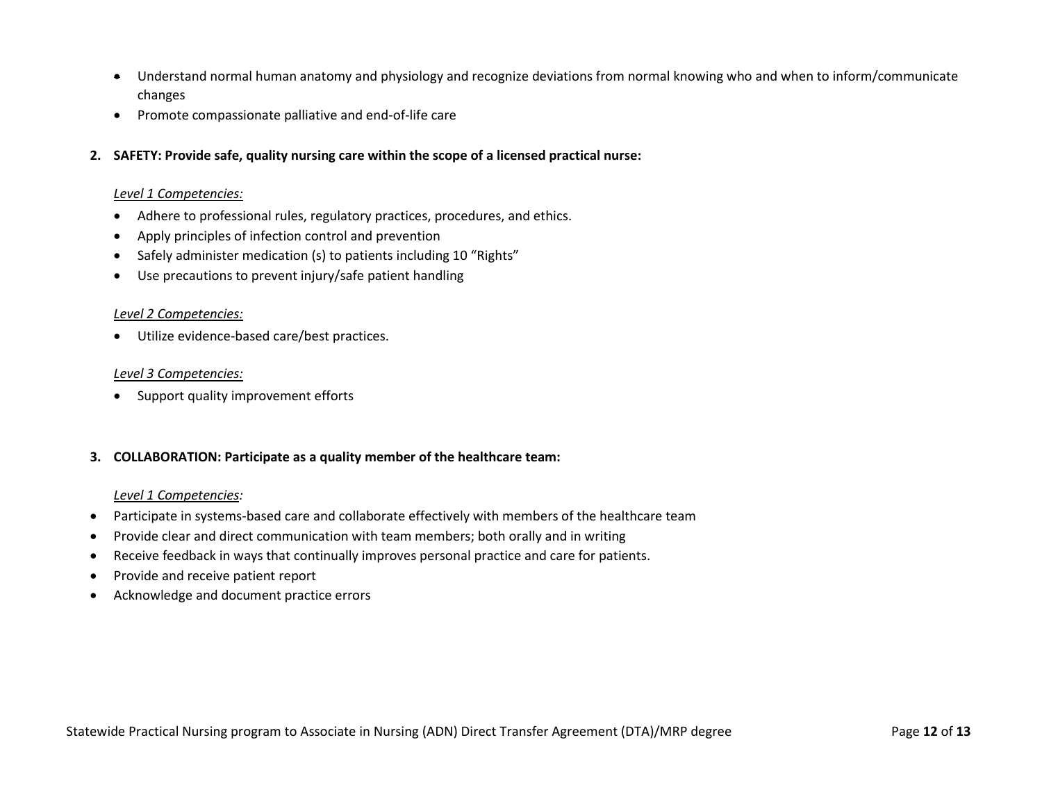- Understand normal human anatomy and physiology and recognize deviations from normal knowing who and when to inform/communicate changes
- Promote compassionate palliative and end-of-life care

**2. SAFETY: Provide safe, quality nursing care within the scope of a licensed practical nurse:**

*Level 1 Competencies:*

- Adhere to professional rules, regulatory practices, procedures, and ethics.
- Apply principles of infection control and prevention
- Safely administer medication (s) to patients including 10 “Rights”
- Use precautions to prevent injury/safe patient handling

*Level 2 Competencies:*

- Utilize evidence-based care/best practices.

*Level 3 Competencies:*

- Support quality improvement efforts

**3. COLLABORATION: Participate as a quality member of the healthcare team:**

*Level 1 Competencies:*

- Participate in systems-based care and collaborate effectively with members of the healthcare team
- Provide clear and direct communication with team members; both orally and in writing
- Receive feedback in ways that continually improves personal practice and care for patients.
- Provide and receive patient report
- Acknowledge and document practice errors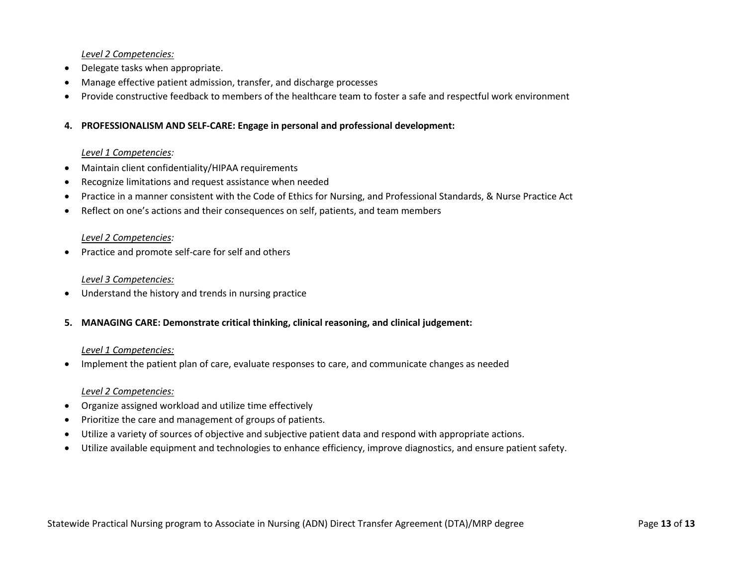*Level 2 Competencies:*

- Delegate tasks when appropriate.
- Manage effective patient admission, transfer, and discharge processes
- Provide constructive feedback to members of the healthcare team to foster a safe and respectful work environment

4. **PROFESSIONALISM AND SELF-CARE: Engage in personal and professional development:**

*Level 1 Competencies:*

- Maintain client confidentiality/HIPAA requirements
- Recognize limitations and request assistance when needed
- Practice in a manner consistent with the Code of Ethics for Nursing, and Professional Standards, & Nurse Practice Act
- Reflect on one's actions and their consequences on self, patients, and team members

*Level 2 Competencies:*

- Practice and promote self-care for self and others

*Level 3 Competencies:*

- Understand the history and trends in nursing practice

5. **MANAGING CARE: Demonstrate critical thinking, clinical reasoning, and clinical judgement:**

*Level 1 Competencies:*

- Implement the patient plan of care, evaluate responses to care, and communicate changes as needed

*Level 2 Competencies:*

- Organize assigned workload and utilize time effectively
- Prioritize the care and management of groups of patients.
- Utilize a variety of sources of objective and subjective patient data and respond with appropriate actions.
- Utilize available equipment and technologies to enhance efficiency, improve diagnostics, and ensure patient safety.